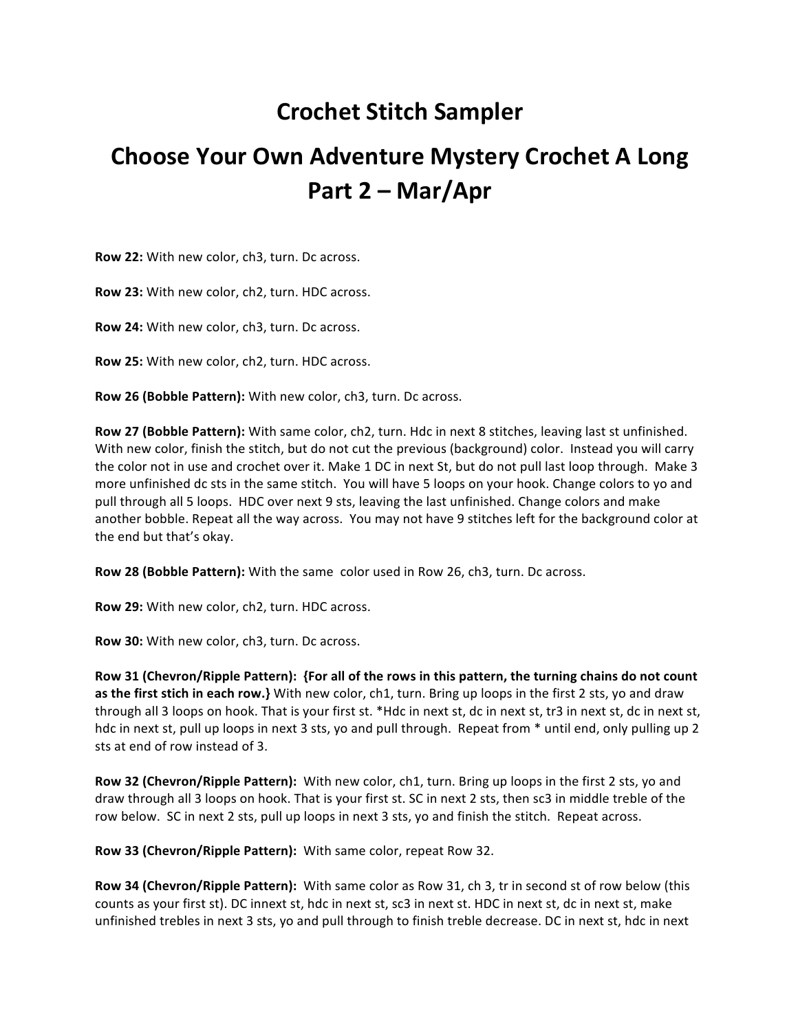# Crochet Stitch Sampler

# Choose Your Own Adventure Mystery Crochet A Long Part 2 – Mar/Apr

**Row 22:** With new color, ch3, turn. Dc across.

**Row 23:** With new color, ch2, turn. HDC across.

**Row 24:** With new color, ch3, turn. Dc across.

**Row 25:** With new color, ch2, turn. HDC across.

**Row 26 (Bobble Pattern):** With new color, ch3, turn. Dc across.

**Row 27 (Bobble Pattern):** With same color, ch2, turn. Hdc in next 8 stitches, leaving last st unfinished. With new color, finish the stitch, but do not cut the previous (background) color. Instead you will carry the color not in use and crochet over it. Make 1 DC in next St, but do not pull last loop through. Make 3 more unfinished dc sts in the same stitch. You will have 5 loops on your hook. Change colors to yo and pull through all 5 loops. HDC over next 9 sts, leaving the last unfinished. Change colors and make another bobble. Repeat all the way across. You may not have 9 stitches left for the background color at the end but that's okay.

**Row 28 (Bobble Pattern):** With the same color used in Row 26, ch3, turn. Dc across.

**Row 29:** With new color, ch2, turn. HDC across.

**Row 30:** With new color, ch3, turn. Dc across.

**Row 31 (Chevron/Ripple Pattern): {For all of the rows in this pattern, the turning chains do not count as the first stich in each row.}** With new color, ch1, turn. Bring up loops in the first 2 sts, yo and draw through all 3 loops on hook. That is your first st. *Hdc in next st, dc in next st, tr3 in next st, dc in next st, hdc in next st, pull up loops in next 3 sts, yo and pull through. Repeat from * until end, only pulling up 2 sts at end of row instead of 3.

**Row 32 (Chevron/Ripple Pattern):** With new color, ch1, turn. Bring up loops in the first 2 sts, yo and draw through all 3 loops on hook. That is your first st. SC in next 2 sts, then sc3 in middle treble of the row below. SC in next 2 sts, pull up loops in next 3 sts, yo and finish the stitch. Repeat across.

**Row 33 (Chevron/Ripple Pattern):** With same color, repeat Row 32.

**Row 34 (Chevron/Ripple Pattern):** With same color as Row 31, ch 3, tr in second st of row below (this counts as your first st). DC innext st, hdc in next st, sc3 in next st. HDC in next st, dc in next st, make unfinished trebles in next 3 sts, yo and pull through to finish treble decrease. DC in next st, hdc in next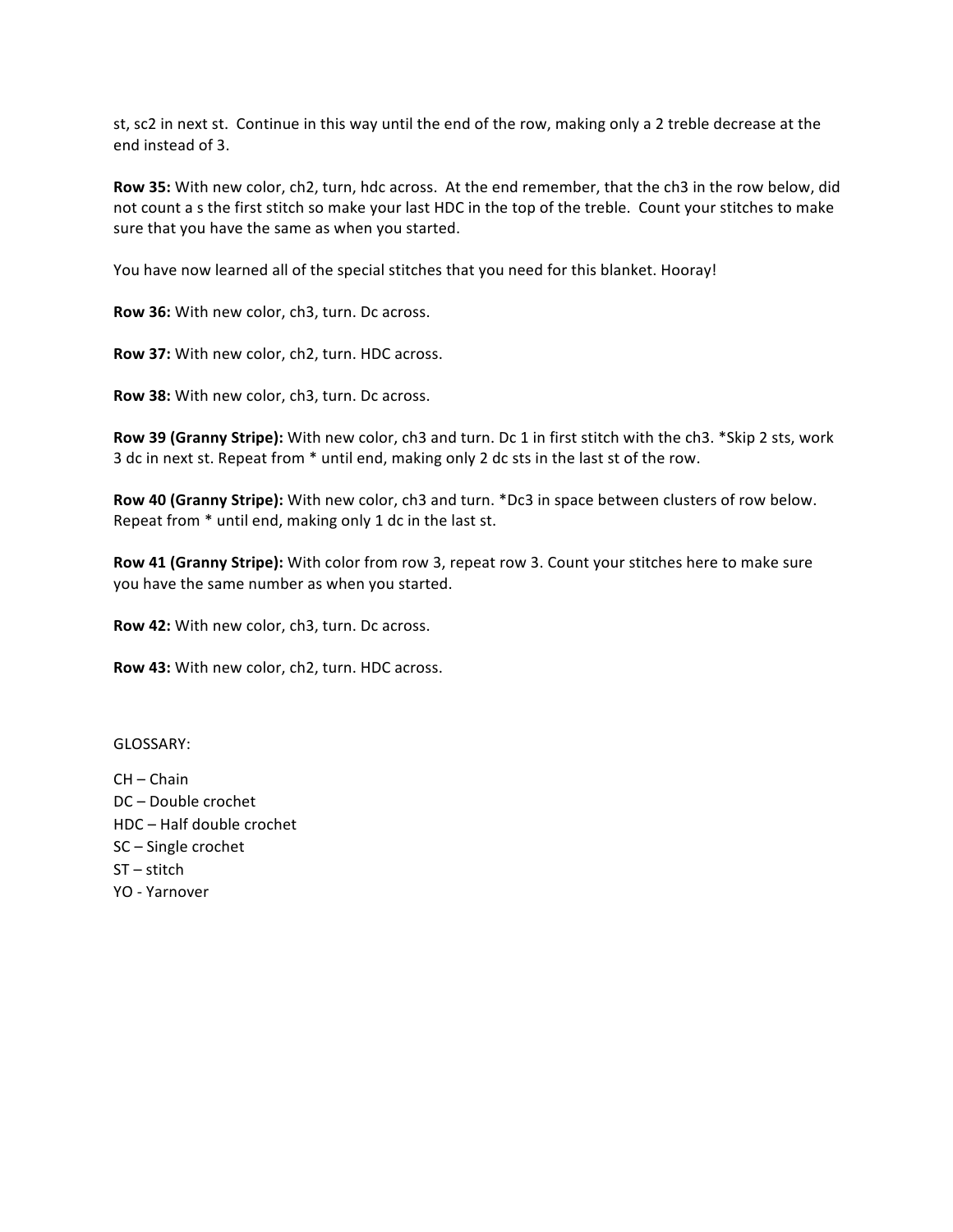st, sc2 in next st. Continue in this way until the end of the row, making only a 2 treble decrease at the end instead of 3.

**Row 35:** With new color, ch2, turn, hdc across. At the end remember, that the ch3 in the row below, did not count a s the first stitch so make your last HDC in the top of the treble. Count your stitches to make sure that you have the same as when you started.

You have now learned all of the special stitches that you need for this blanket. Hooray!

**Row 36:** With new color, ch3, turn. Dc across.

**Row 37:** With new color, ch2, turn. HDC across.

**Row 38:** With new color, ch3, turn. Dc across.

**Row 39 (Granny Stripe):** With new color, ch3 and turn. Dc 1 in first stitch with the ch3. *Skip 2 sts, work 3 dc in next st. Repeat from * until end, making only 2 dc sts in the last st of the row.

**Row 40 (Granny Stripe):** With new color, ch3 and turn. *Dc3 in space between clusters of row below. Repeat from * until end, making only 1 dc in the last st.

**Row 41 (Granny Stripe):** With color from row 3, repeat row 3. Count your stitches here to make sure you have the same number as when you started.

**Row 42:** With new color, ch3, turn. Dc across.

**Row 43:** With new color, ch2, turn. HDC across.

GLOSSARY:

CH – Chain
DC – Double crochet
HDC – Half double crochet
SC – Single crochet
ST – stitch
YO - Yarnover